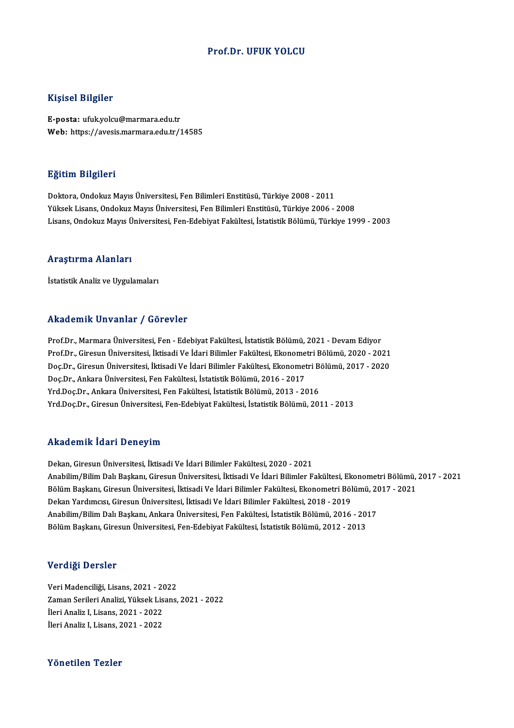# Prof.Dr. UFUK YOLCU

## Kişisel Bilgiler

**E-posta:** ufuk.yolcu@marmara.edu.tr
**Web:** https://avesis.marmara.edu.tr/14585

## Eğitim Bilgileri

Doktora, Ondokuz Mayıs Üniversitesi, Fen Bilimleri Enstitüsü, Türkiye 2008 - 2011
Yüksek Lisans, Ondokuz Mayıs Üniversitesi, Fen Bilimleri Enstitüsü, Türkiye 2006 - 2008
Lisans, Ondokuz Mayıs Üniversitesi, Fen-Edebiyat Fakültesi, İstatistik Bölümü, Türkiye 1999 - 2003

## Araştırma Alanları

İstatistik Analiz ve Uygulamaları

## Akademik Unvanlar / Görevler

Prof.Dr., Marmara Üniversitesi, Fen - Edebiyat Fakültesi, İstatistik Bölümü, 2021 - Devam Ediyor
Prof.Dr., Giresun Üniversitesi, İktisadi Ve İdari Bilimler Fakültesi, Ekonometri Bölümü, 2020 - 2021
Doç.Dr., Giresun Üniversitesi, İktisadi Ve İdari Bilimler Fakültesi, Ekonometri Bölümü, 2017 - 2020
Doç.Dr., Ankara Üniversitesi, Fen Fakültesi, İstatistik Bölümü, 2016 - 2017
Yrd.Doç.Dr., Ankara Üniversitesi, Fen Fakültesi, İstatistik Bölümü, 2013 - 2016
Yrd.Doç.Dr., Giresun Üniversitesi, Fen-Edebiyat Fakültesi, İstatistik Bölümü, 2011 - 2013

## Akademik İdari Deneyim

Dekan, Giresun Üniversitesi, İktisadi Ve İdari Bilimler Fakültesi, 2020 - 2021
Anabilim/Bilim Dalı Başkanı, Giresun Üniversitesi, İktisadi Ve İdari Bilimler Fakültesi, Ekonometri Bölümü, 2017 - 2021
Bölüm Başkanı, Giresun Üniversitesi, İktisadi Ve İdari Bilimler Fakültesi, Ekonometri Bölümü, 2017 - 2021
Dekan Yardımcısı, Giresun Üniversitesi, İktisadi Ve İdari Bilimler Fakültesi, 2018 - 2019
Anabilim/Bilim Dalı Başkanı, Ankara Üniversitesi, Fen Fakültesi, İstatistik Bölümü, 2016 - 2017
Bölüm Başkanı, Giresun Üniversitesi, Fen-Edebiyat Fakültesi, İstatistik Bölümü, 2012 - 2013

## Verdiği Dersler

Veri Madenciliği, Lisans, 2021 - 2022
Zaman Serileri Analizi, Yüksek Lisans, 2021 - 2022
İleri Analiz I, Lisans, 2021 - 2022
İleri Analiz I, Lisans, 2021 - 2022

## Yönetilen Tezler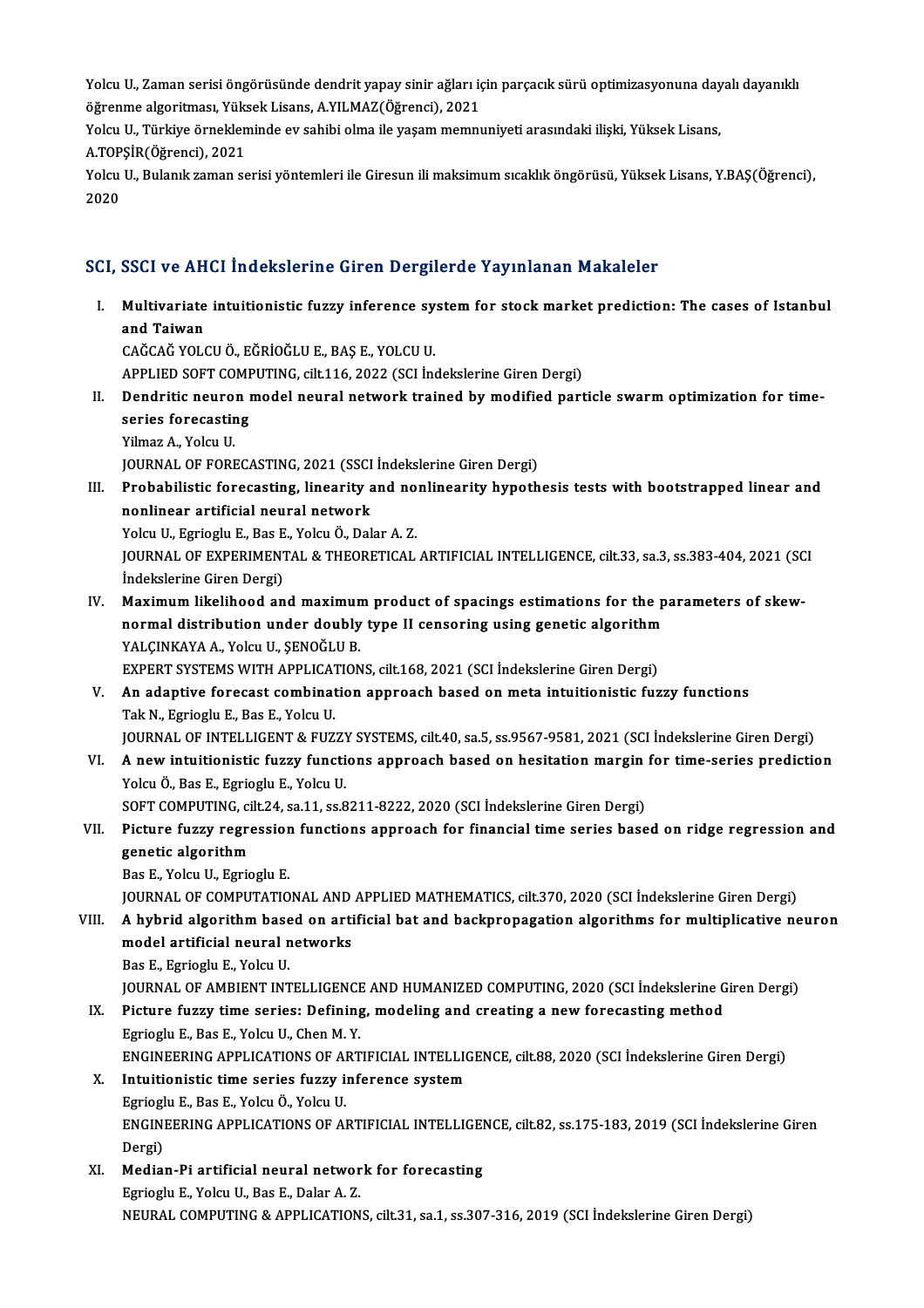Yolcu U., Zaman serisi öngörüsünde dendrit yapay sinir ağları için parçacık sürü optimizasyonuna dayalı dayanıklı öğrenme algoritması, Yüksek Lisans, A.YILMAZ(Öğrenci), 2021

Yolcu U., Türkiye örnekleminde ev sahibi olma ile yaşam memnuniyeti arasındaki ilişki, Yüksek Lisans, A.TOPŞİR(Öğrenci), 2021

Yolcu U., Bulanık zaman serisi yöntemleri ile Giresun ili maksimum sıcaklık öngörüsü, Yüksek Lisans, Y.BAŞ(Öğrenci), 2020

## SCI, SSCI ve AHCI İndekslerine Giren Dergilerde Yayınlanan Makaleler

I. **Multivariate intuitionistic fuzzy inference system for stock market prediction: The cases of Istanbul and Taiwan**
CAĞCAĞ YOLCU Ö., EĞRİOĞLU E., BAŞ E., YOLCU U.
APPLIED SOFT COMPUTING, cilt.116, 2022 (SCI İndekslerine Giren Dergi)

II. **Dendritic neuron model neural network trained by modified particle swarm optimization for time-series forecasting**
Yilmaz A., Yolcu U.
JOURNAL OF FORECASTING, 2021 (SSCI İndekslerine Giren Dergi)

III. **Probabilistic forecasting, linearity and nonlinearity hypothesis tests with bootstrapped linear and nonlinear artificial neural network**
Yolcu U., Egrioglu E., Bas E., Yolcu Ö., Dalar A. Z.
JOURNAL OF EXPERIMENTAL & THEORETICAL ARTIFICIAL INTELLIGENCE, cilt.33, sa.3, ss.383-404, 2021 (SCI İndekslerine Giren Dergi)

IV. **Maximum likelihood and maximum product of spacings estimations for the parameters of skew-normal distribution under doubly type II censoring using genetic algorithm**
YALÇINKAYA A., Yolcu U., ŞENOĞLU B.
EXPERT SYSTEMS WITH APPLICATIONS, cilt.168, 2021 (SCI İndekslerine Giren Dergi)

V. **An adaptive forecast combination approach based on meta intuitionistic fuzzy functions**
Tak N., Egrioglu E., Bas E., Yolcu U.
JOURNAL OF INTELLIGENT & FUZZY SYSTEMS, cilt.40, sa.5, ss.9567-9581, 2021 (SCI İndekslerine Giren Dergi)

VI. **A new intuitionistic fuzzy functions approach based on hesitation margin for time-series prediction**
Yolcu Ö., Bas E., Egrioglu E., Yolcu U.
SOFT COMPUTING, cilt.24, sa.11, ss.8211-8222, 2020 (SCI İndekslerine Giren Dergi)

VII. **Picture fuzzy regression functions approach for financial time series based on ridge regression and genetic algorithm**
Bas E., Yolcu U., Egrioglu E.
JOURNAL OF COMPUTATIONAL AND APPLIED MATHEMATICS, cilt.370, 2020 (SCI İndekslerine Giren Dergi)

VIII. **A hybrid algorithm based on artificial bat and backpropagation algorithms for multiplicative neuron model artificial neural networks**
Bas E., Egrioglu E., Yolcu U.
JOURNAL OF AMBIENT INTELLIGENCE AND HUMANIZED COMPUTING, 2020 (SCI İndekslerine Giren Dergi)

IX. **Picture fuzzy time series: Defining, modeling and creating a new forecasting method**
Egrioglu E., Bas E., Yolcu U., Chen M. Y.
ENGINEERING APPLICATIONS OF ARTIFICIAL INTELLIGENCE, cilt.88, 2020 (SCI İndekslerine Giren Dergi)

X. **Intuitionistic time series fuzzy inference system**
Egrioglu E., Bas E., Yolcu Ö., Yolcu U.
ENGINEERING APPLICATIONS OF ARTIFICIAL INTELLIGENCE, cilt.82, ss.175-183, 2019 (SCI İndekslerine Giren Dergi)

XI. **Median-Pi artificial neural network for forecasting**
Egrioglu E., Yolcu U., Bas E., Dalar A. Z.
NEURAL COMPUTING & APPLICATIONS, cilt.31, sa.1, ss.307-316, 2019 (SCI İndekslerine Giren Dergi)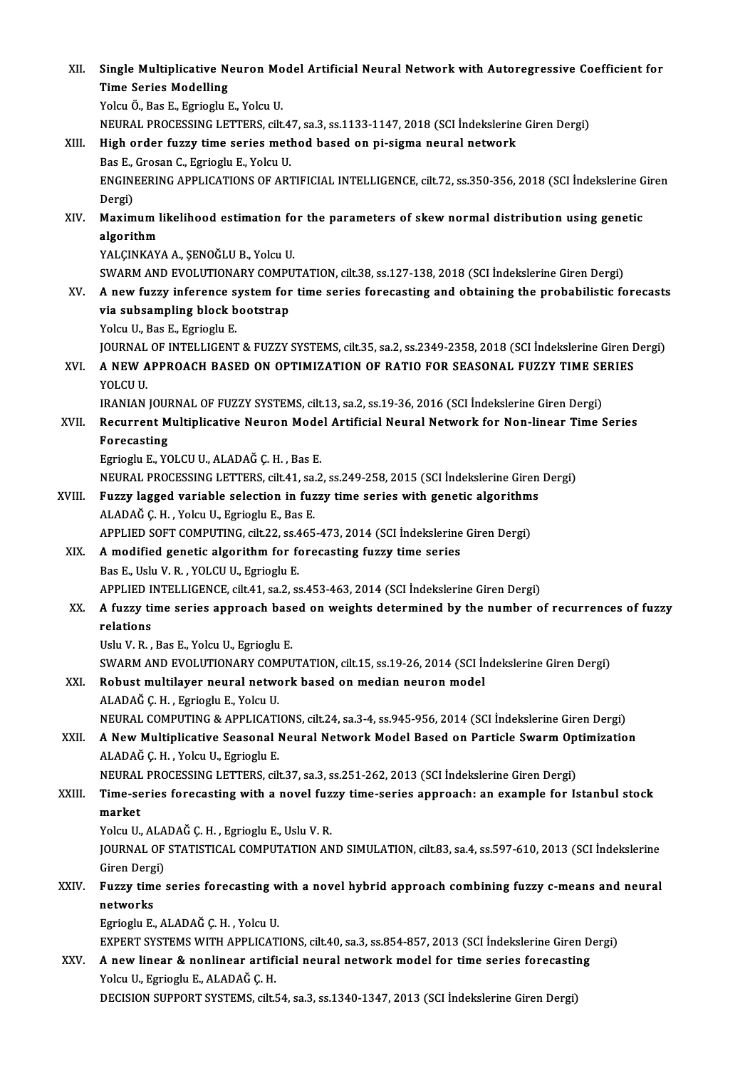XII. **Single Multiplicative Neuron Model Artificial Neural Network with Autoregressive Coefficient for Time Series Modelling**
Yolcu Ö., Bas E., Egrioglu E., Yolcu U.
NEURAL PROCESSING LETTERS, cilt.47, sa.3, ss.1133-1147, 2018 (SCI İndekslerine Giren Dergi)

XIII. **High order fuzzy time series method based on pi-sigma neural network**
Bas E., Grosan C., Egrioglu E., Yolcu U.
ENGINEERING APPLICATIONS OF ARTIFICIAL INTELLIGENCE, cilt.72, ss.350-356, 2018 (SCI İndekslerine Giren Dergi)

XIV. **Maximum likelihood estimation for the parameters of skew normal distribution using genetic algorithm**
YALÇINKAYA A., ŞENOĞLU B., Yolcu U.
SWARM AND EVOLUTIONARY COMPUTATION, cilt.38, ss.127-138, 2018 (SCI İndekslerine Giren Dergi)

XV. **A new fuzzy inference system for time series forecasting and obtaining the probabilistic forecasts via subsampling block bootstrap**
Yolcu U., Bas E., Egrioglu E.
JOURNAL OF INTELLIGENT & FUZZY SYSTEMS, cilt.35, sa.2, ss.2349-2358, 2018 (SCI İndekslerine Giren Dergi)

XVI. **A NEW APPROACH BASED ON OPTIMIZATION OF RATIO FOR SEASONAL FUZZY TIME SERIES**
YOLCU U.
IRANIAN JOURNAL OF FUZZY SYSTEMS, cilt.13, sa.2, ss.19-36, 2016 (SCI İndekslerine Giren Dergi)

XVII. **Recurrent Multiplicative Neuron Model Artificial Neural Network for Non-linear Time Series Forecasting**
Egrioglu E., YOLCU U., ALADAĞ Ç. H. , Bas E.
NEURAL PROCESSING LETTERS, cilt.41, sa.2, ss.249-258, 2015 (SCI İndekslerine Giren Dergi)

XVIII. **Fuzzy lagged variable selection in fuzzy time series with genetic algorithms**
ALADAĞ Ç. H. , Yolcu U., Egrioglu E., Bas E.
APPLIED SOFT COMPUTING, cilt.22, ss.465-473, 2014 (SCI İndekslerine Giren Dergi)

XIX. **A modified genetic algorithm for forecasting fuzzy time series**
Bas E., Uslu V. R. , YOLCU U., Egrioglu E.
APPLIED INTELLIGENCE, cilt.41, sa.2, ss.453-463, 2014 (SCI İndekslerine Giren Dergi)

XX. **A fuzzy time series approach based on weights determined by the number of recurrences of fuzzy relations**
Uslu V. R. , Bas E., Yolcu U., Egrioglu E.
SWARM AND EVOLUTIONARY COMPUTATION, cilt.15, ss.19-26, 2014 (SCI İndekslerine Giren Dergi)

XXI. **Robust multilayer neural network based on median neuron model**
ALADAĞ Ç. H. , Egrioglu E., Yolcu U.
NEURAL COMPUTING & APPLICATIONS, cilt.24, sa.3-4, ss.945-956, 2014 (SCI İndekslerine Giren Dergi)

XXII. **A New Multiplicative Seasonal Neural Network Model Based on Particle Swarm Optimization**
ALADAĞ Ç. H. , Yolcu U., Egrioglu E.
NEURAL PROCESSING LETTERS, cilt.37, sa.3, ss.251-262, 2013 (SCI İndekslerine Giren Dergi)

XXIII. **Time-series forecasting with a novel fuzzy time-series approach: an example for Istanbul stock market**
Yolcu U., ALADAĞ Ç. H. , Egrioglu E., Uslu V. R.
JOURNAL OF STATISTICAL COMPUTATION AND SIMULATION, cilt.83, sa.4, ss.597-610, 2013 (SCI İndekslerine Giren Dergi)

XXIV. **Fuzzy time series forecasting with a novel hybrid approach combining fuzzy c-means and neural networks**
Egrioglu E., ALADAĞ Ç. H. , Yolcu U.
EXPERT SYSTEMS WITH APPLICATIONS, cilt.40, sa.3, ss.854-857, 2013 (SCI İndekslerine Giren Dergi)

XXV. **A new linear & nonlinear artificial neural network model for time series forecasting**
Yolcu U., Egrioglu E., ALADAĞ Ç. H.
DECISION SUPPORT SYSTEMS, cilt.54, sa.3, ss.1340-1347, 2013 (SCI İndekslerine Giren Dergi)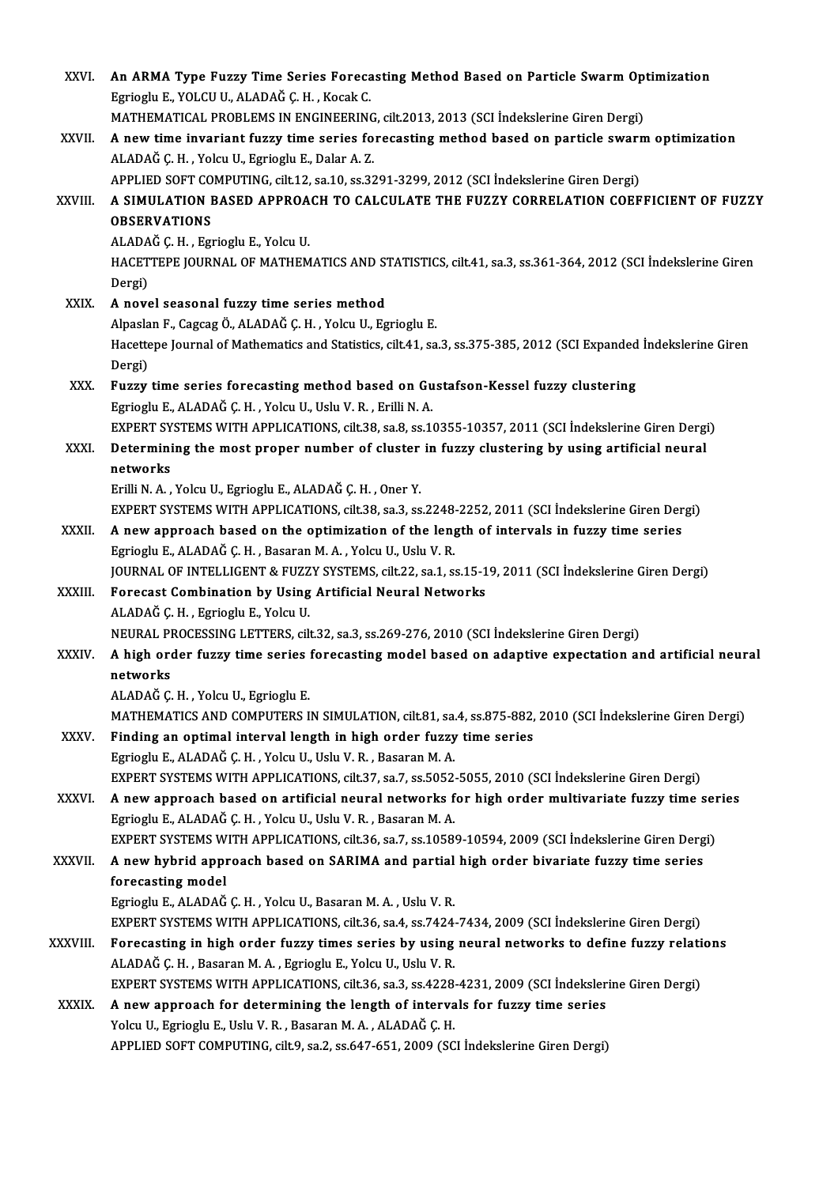XXVI. **An ARMA Type Fuzzy Time Series Forecasting Method Based on Particle Swarm Optimization**
Egrioglu E., YOLCU U., ALADAĞ Ç. H. , Kocak C.
MATHEMATICAL PROBLEMS IN ENGINEERING, cilt.2013, 2013 (SCI İndekslerine Giren Dergi)

XXVII. **A new time invariant fuzzy time series forecasting method based on particle swarm optimization**
ALADAĞ Ç. H. , Yolcu U., Egrioglu E., Dalar A. Z.
APPLIED SOFT COMPUTING, cilt.12, sa.10, ss.3291-3299, 2012 (SCI İndekslerine Giren Dergi)

XXVIII. **A SIMULATION BASED APPROACH TO CALCULATE THE FUZZY CORRELATION COEFFICIENT OF FUZZY OBSERVATIONS**
ALADAĞ Ç. H. , Egrioglu E., Yolcu U.
HACETTEPE JOURNAL OF MATHEMATICS AND STATISTICS, cilt.41, sa.3, ss.361-364, 2012 (SCI İndekslerine Giren Dergi)

XXIX. **A novel seasonal fuzzy time series method**
Alpaslan F., Cagcag Ö., ALADAĞ Ç. H. , Yolcu U., Egrioglu E.
Hacettepe Journal of Mathematics and Statistics, cilt.41, sa.3, ss.375-385, 2012 (SCI Expanded İndekslerine Giren Dergi)

XXX. **Fuzzy time series forecasting method based on Gustafson-Kessel fuzzy clustering**
Egrioglu E., ALADAĞ Ç. H. , Yolcu U., Uslu V. R. , Erilli N. A.
EXPERT SYSTEMS WITH APPLICATIONS, cilt.38, sa.8, ss.10355-10357, 2011 (SCI İndekslerine Giren Dergi)

XXXI. **Determining the most proper number of cluster in fuzzy clustering by using artificial neural networks**
Erilli N. A. , Yolcu U., Egrioglu E., ALADAĞ Ç. H. , Oner Y.
EXPERT SYSTEMS WITH APPLICATIONS, cilt.38, sa.3, ss.2248-2252, 2011 (SCI İndekslerine Giren Dergi)

XXXII. **A new approach based on the optimization of the length of intervals in fuzzy time series**
Egrioglu E., ALADAĞ Ç. H. , Basaran M. A. , Yolcu U., Uslu V. R.
JOURNAL OF INTELLIGENT & FUZZY SYSTEMS, cilt.22, sa.1, ss.15-19, 2011 (SCI İndekslerine Giren Dergi)

XXXIII. **Forecast Combination by Using Artificial Neural Networks**
ALADAĞ Ç. H. , Egrioglu E., Yolcu U.
NEURAL PROCESSING LETTERS, cilt.32, sa.3, ss.269-276, 2010 (SCI İndekslerine Giren Dergi)

XXXIV. **A high order fuzzy time series forecasting model based on adaptive expectation and artificial neural networks**
ALADAĞ Ç. H. , Yolcu U., Egrioglu E.
MATHEMATICS AND COMPUTERS IN SIMULATION, cilt.81, sa.4, ss.875-882, 2010 (SCI İndekslerine Giren Dergi)

XXXV. **Finding an optimal interval length in high order fuzzy time series**
Egrioglu E., ALADAĞ Ç. H. , Yolcu U., Uslu V. R. , Basaran M. A.
EXPERT SYSTEMS WITH APPLICATIONS, cilt.37, sa.7, ss.5052-5055, 2010 (SCI İndekslerine Giren Dergi)

XXXVI. **A new approach based on artificial neural networks for high order multivariate fuzzy time series**
Egrioglu E., ALADAĞ Ç. H. , Yolcu U., Uslu V. R. , Basaran M. A.
EXPERT SYSTEMS WITH APPLICATIONS, cilt.36, sa.7, ss.10589-10594, 2009 (SCI İndekslerine Giren Dergi)

XXXVII. **A new hybrid approach based on SARIMA and partial high order bivariate fuzzy time series forecasting model**
Egrioglu E., ALADAĞ Ç. H. , Yolcu U., Basaran M. A. , Uslu V. R.
EXPERT SYSTEMS WITH APPLICATIONS, cilt.36, sa.4, ss.7424-7434, 2009 (SCI İndekslerine Giren Dergi)

XXXVIII. **Forecasting in high order fuzzy times series by using neural networks to define fuzzy relations**
ALADAĞ Ç. H. , Basaran M. A. , Egrioglu E., Yolcu U., Uslu V. R.
EXPERT SYSTEMS WITH APPLICATIONS, cilt.36, sa.3, ss.4228-4231, 2009 (SCI İndekslerine Giren Dergi)

XXXIX. **A new approach for determining the length of intervals for fuzzy time series**
Yolcu U., Egrioglu E., Uslu V. R. , Basaran M. A. , ALADAĞ Ç. H.
APPLIED SOFT COMPUTING, cilt.9, sa.2, ss.647-651, 2009 (SCI İndekslerine Giren Dergi)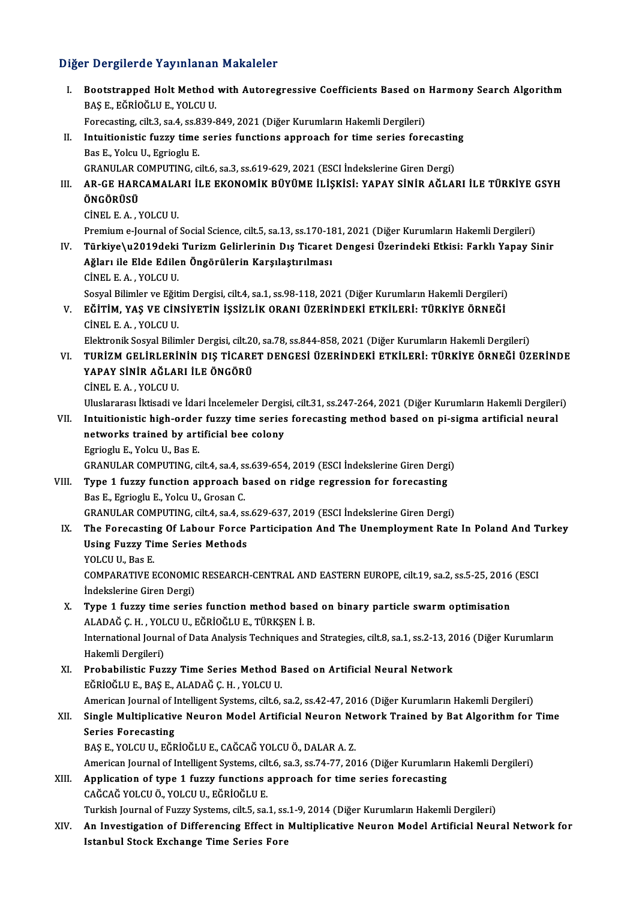## Diğer Dergilerde Yayınlanan Makaleler

I. **Bootstrapped Holt Method with Autoregressive Coefficients Based on Harmony Search Algorithm**
   BAŞ E., EĞRİOĞLU E., YOLCU U.
   Forecasting, cilt.3, sa.4, ss.839-849, 2021 (Diğer Kurumların Hakemli Dergileri)

II. **Intuitionistic fuzzy time series functions approach for time series forecasting**
   Bas E., Yolcu U., Egrioglu E.
   GRANULAR COMPUTING, cilt.6, sa.3, ss.619-629, 2021 (ESCI İndekslerine Giren Dergi)

III. **AR-GE HARCAMALARI İLE EKONOMİK BÜYÜME İLİŞKİSİ: YAPAY SİNİR AĞLARI İLE TÜRKİYE GSYH ÖNGÖRÜSÜ**
   CİNEL E. A. , YOLCU U.
   Premium e-Journal of Social Science, cilt.5, sa.13, ss.170-181, 2021 (Diğer Kurumların Hakemli Dergileri)

IV. **Türkiye\u2019deki Turizm Gelirlerinin Dış Ticaret Dengesi Üzerindeki Etkisi: Farklı Yapay Sinir Ağları ile Elde Edilen Öngörülerin Karşılaştırılması**
   CİNEL E. A. , YOLCU U.
   Sosyal Bilimler ve Eğitim Dergisi, cilt.4, sa.1, ss.98-118, 2021 (Diğer Kurumların Hakemli Dergileri)

V. **EĞİTİM, YAŞ VE CİNSİYETİN İŞSİZLİK ORANI ÜZERİNDEKİ ETKİLERİ: TÜRKİYE ÖRNEĞİ**
   CİNEL E. A. , YOLCU U.
   Elektronik Sosyal Bilimler Dergisi, cilt.20, sa.78, ss.844-858, 2021 (Diğer Kurumların Hakemli Dergileri)

VI. **TURİZM GELİRLERİNİN DIŞ TİCARET DENGESİ ÜZERİNDEKİ ETKİLERİ: TÜRKİYE ÖRNEĞİ ÜZERİNDE YAPAY SİNİR AĞLARI İLE ÖNGÖRÜ**
   CİNEL E. A. , YOLCU U.
   Uluslararası İktisadi ve İdari İncelemeler Dergisi, cilt.31, ss.247-264, 2021 (Diğer Kurumların Hakemli Dergileri)

VII. **Intuitionistic high-order fuzzy time series forecasting method based on pi-sigma artificial neural networks trained by artificial bee colony**
   Egrioglu E., Yolcu U., Bas E.
   GRANULAR COMPUTING, cilt.4, sa.4, ss.639-654, 2019 (ESCI İndekslerine Giren Dergi)

VIII. **Type 1 fuzzy function approach based on ridge regression for forecasting**
   Bas E., Egrioglu E., Yolcu U., Grosan C.
   GRANULAR COMPUTING, cilt.4, sa.4, ss.629-637, 2019 (ESCI İndekslerine Giren Dergi)

IX. **The Forecasting Of Labour Force Participation And The Unemployment Rate In Poland And Turkey Using Fuzzy Time Series Methods**
   YOLCU U., Bas E.
   COMPARATIVE ECONOMIC RESEARCH-CENTRAL AND EASTERN EUROPE, cilt.19, sa.2, ss.5-25, 2016 (ESCI İndekslerine Giren Dergi)

X. **Type 1 fuzzy time series function method based on binary particle swarm optimisation**
   ALADAĞ Ç. H. , YOLCU U., EĞRİOĞLU E., TÜRKŞEN İ. B.
   International Journal of Data Analysis Techniques and Strategies, cilt.8, sa.1, ss.2-13, 2016 (Diğer Kurumların Hakemli Dergileri)

XI. **Probabilistic Fuzzy Time Series Method Based on Artificial Neural Network**
   EĞRİOĞLU E., BAŞ E., ALADAĞ Ç. H. , YOLCU U.
   American Journal of Intelligent Systems, cilt.6, sa.2, ss.42-47, 2016 (Diğer Kurumların Hakemli Dergileri)

XII. **Single Multiplicative Neuron Model Artificial Neuron Network Trained by Bat Algorithm for Time Series Forecasting**
   BAŞ E., YOLCU U., EĞRİOĞLU E., CAĞCAĞ YOLCU Ö., DALAR A. Z.
   American Journal of Intelligent Systems, cilt.6, sa.3, ss.74-77, 2016 (Diğer Kurumların Hakemli Dergileri)

XIII. **Application of type 1 fuzzy functions approach for time series forecasting**
   CAĞCAĞ YOLCU Ö., YOLCU U., EĞRİOĞLU E.
   Turkish Journal of Fuzzy Systems, cilt.5, sa.1, ss.1-9, 2014 (Diğer Kurumların Hakemli Dergileri)

XIV. **An Investigation of Differencing Effect in Multiplicative Neuron Model Artificial Neural Network for Istanbul Stock Exchange Time Series Fore**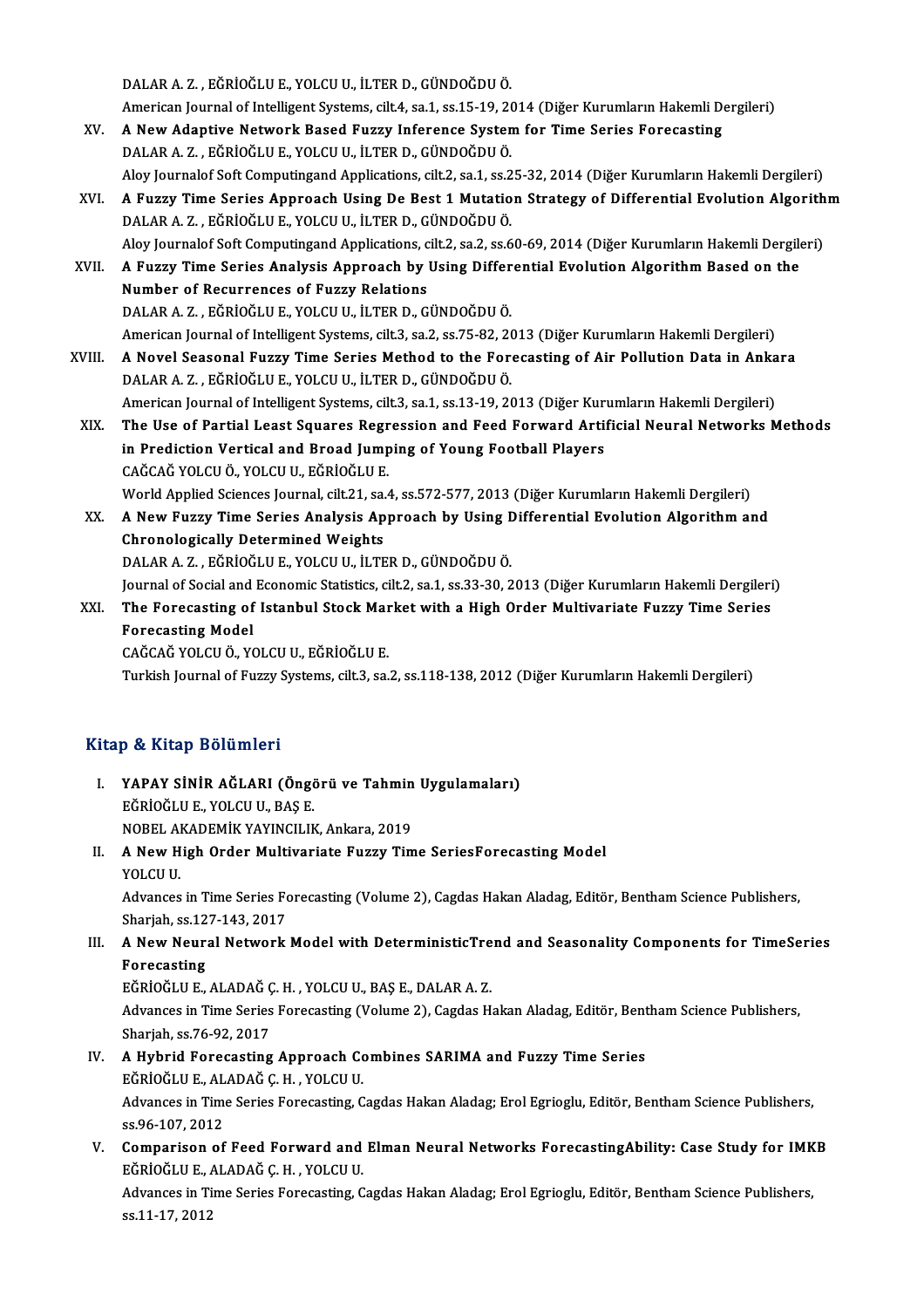DALAR A. Z. , EĞRİOĞLU E., YOLCU U., İLTER D., GÜNDOĞDU Ö.
American Journal of Intelligent Systems, cilt.4, sa.1, ss.15-19, 2014 (Diğer Kurumların Hakemli Dergileri)

XV. **A New Adaptive Network Based Fuzzy Inference System for Time Series Forecasting**
DALAR A. Z. , EĞRİOĞLU E., YOLCU U., İLTER D., GÜNDOĞDU Ö.
Aloy Journalof Soft Computingand Applications, cilt.2, sa.1, ss.25-32, 2014 (Diğer Kurumların Hakemli Dergileri)

XVI. **A Fuzzy Time Series Approach Using De Best 1 Mutation Strategy of Differential Evolution Algorithm**
DALAR A. Z. , EĞRİOĞLU E., YOLCU U., İLTER D., GÜNDOĞDU Ö.
Aloy Journalof Soft Computingand Applications, cilt.2, sa.2, ss.60-69, 2014 (Diğer Kurumların Hakemli Dergileri)

XVII. **A Fuzzy Time Series Analysis Approach by Using Differential Evolution Algorithm Based on the Number of Recurrences of Fuzzy Relations**
DALAR A. Z. , EĞRİOĞLU E., YOLCU U., İLTER D., GÜNDOĞDU Ö.
American Journal of Intelligent Systems, cilt.3, sa.2, ss.75-82, 2013 (Diğer Kurumların Hakemli Dergileri)

XVIII. **A Novel Seasonal Fuzzy Time Series Method to the Forecasting of Air Pollution Data in Ankara**
DALAR A. Z. , EĞRİOĞLU E., YOLCU U., İLTER D., GÜNDOĞDU Ö.
American Journal of Intelligent Systems, cilt.3, sa.1, ss.13-19, 2013 (Diğer Kurumların Hakemli Dergileri)

XIX. **The Use of Partial Least Squares Regression and Feed Forward Artificial Neural Networks Methods in Prediction Vertical and Broad Jumping of Young Football Players**
CAĞCAĞ YOLCU Ö., YOLCU U., EĞRİOĞLU E.
World Applied Sciences Journal, cilt.21, sa.4, ss.572-577, 2013 (Diğer Kurumların Hakemli Dergileri)

XX. **A New Fuzzy Time Series Analysis Approach by Using Differential Evolution Algorithm and Chronologically Determined Weights**
DALAR A. Z. , EĞRİOĞLU E., YOLCU U., İLTER D., GÜNDOĞDU Ö.
Journal of Social and Economic Statistics, cilt.2, sa.1, ss.33-30, 2013 (Diğer Kurumların Hakemli Dergileri)

XXI. **The Forecasting of Istanbul Stock Market with a High Order Multivariate Fuzzy Time Series Forecasting Model**
CAĞCAĞ YOLCU Ö., YOLCU U., EĞRİOĞLU E.
Turkish Journal of Fuzzy Systems, cilt.3, sa.2, ss.118-138, 2012 (Diğer Kurumların Hakemli Dergileri)

## Kitap & Kitap Bölümleri

I. **YAPAY SİNİR AĞLARI (Öngörü ve Tahmin Uygulamaları)**
EĞRİOĞLU E., YOLCU U., BAŞ E.
NOBEL AKADEMİK YAYINCILIK, Ankara, 2019

II. **A New High Order Multivariate Fuzzy Time SeriesForecasting Model**
YOLCU U.
Advances in Time Series Forecasting (Volume 2), Cagdas Hakan Aladag, Editör, Bentham Science Publishers, Sharjah, ss.127-143, 2017

III. **A New Neural Network Model with DeterministicTrend and Seasonality Components for TimeSeries Forecasting**
EĞRİOĞLU E., ALADAĞ Ç. H. , YOLCU U., BAŞ E., DALAR A. Z.
Advances in Time Series Forecasting (Volume 2), Cagdas Hakan Aladag, Editör, Bentham Science Publishers, Sharjah, ss.76-92, 2017

IV. **A Hybrid Forecasting Approach Combines SARIMA and Fuzzy Time Series**
EĞRİOĞLU E., ALADAĞ Ç. H. , YOLCU U.
Advances in Time Series Forecasting, Cagdas Hakan Aladag; Erol Egrioglu, Editör, Bentham Science Publishers, ss.96-107, 2012

V. **Comparison of Feed Forward and Elman Neural Networks ForecastingAbility: Case Study for IMKB**
EĞRİOĞLU E., ALADAĞ Ç. H. , YOLCU U.
Advances in Time Series Forecasting, Cagdas Hakan Aladag; Erol Egrioglu, Editör, Bentham Science Publishers, ss.11-17, 2012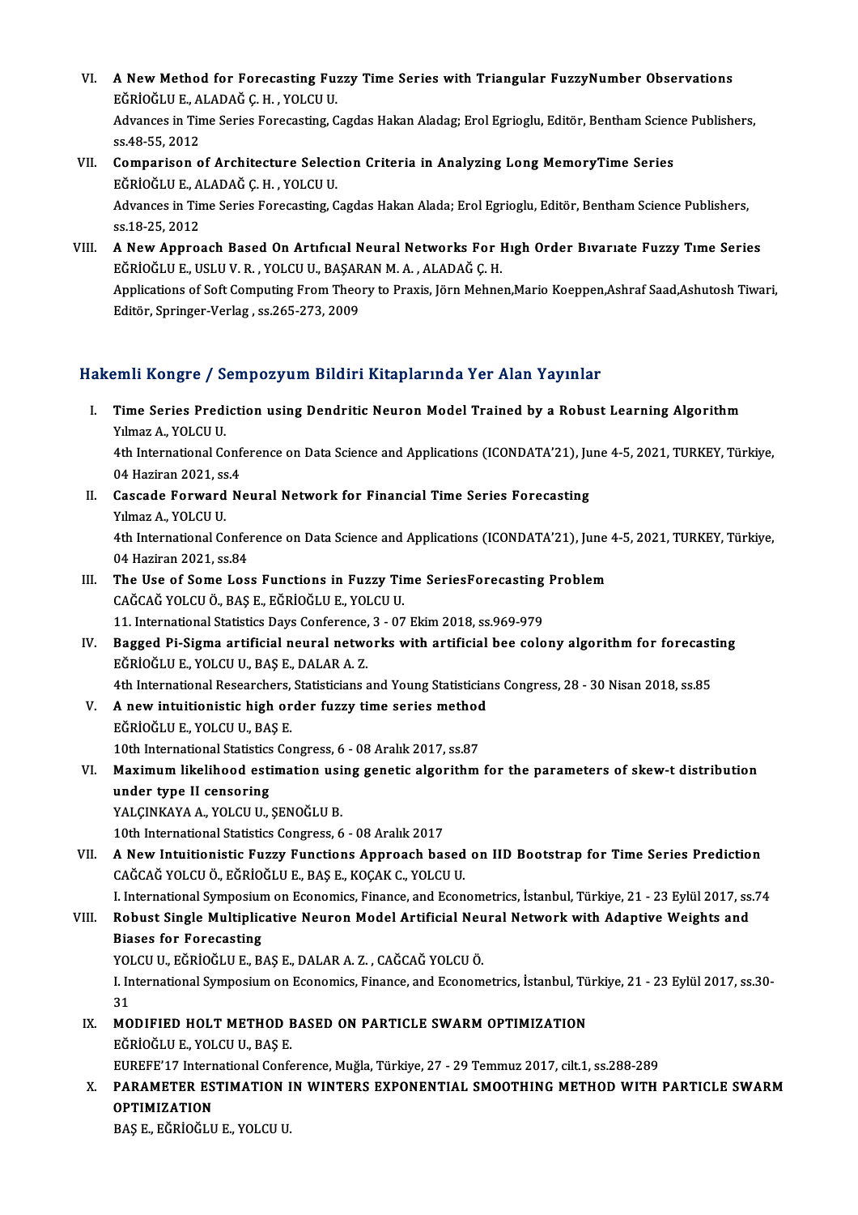VI. **A New Method for Forecasting Fuzzy Time Series with Triangular FuzzyNumber Observations**
EĞRİOĞLU E., ALADAĞ Ç. H. , YOLCU U.
Advances in Time Series Forecasting, Cagdas Hakan Aladag; Erol Egrioglu, Editör, Bentham Science Publishers, ss.48-55, 2012

VII. **Comparison of Architecture Selection Criteria in Analyzing Long MemoryTime Series**
EĞRİOĞLU E., ALADAĞ Ç. H. , YOLCU U.
Advances in Time Series Forecasting, Cagdas Hakan Alada; Erol Egrioglu, Editör, Bentham Science Publishers, ss.18-25, 2012

VIII. **A New Approach Based On Artıfıcıal Neural Networks For Hıgh Order Bıvarıate Fuzzy Tıme Series**
EĞRİOĞLU E., USLU V. R. , YOLCU U., BAŞARAN M. A. , ALADAĞ Ç. H.
Applications of Soft Computing From Theory to Praxis, Jörn Mehnen,Mario Koeppen,Ashraf Saad,Ashutosh Tiwari, Editör, Springer-Verlag , ss.265-273, 2009

## Hakemli Kongre / Sempozyum Bildiri Kitaplarında Yer Alan Yayınlar

I. **Time Series Prediction using Dendritic Neuron Model Trained by a Robust Learning Algorithm**
Yılmaz A., YOLCU U.
4th International Conference on Data Science and Applications (ICONDATA'21), June 4-5, 2021, TURKEY, Türkiye, 04 Haziran 2021, ss.4

II. **Cascade Forward Neural Network for Financial Time Series Forecasting**
Yılmaz A., YOLCU U.
4th International Conference on Data Science and Applications (ICONDATA'21), June 4-5, 2021, TURKEY, Türkiye, 04 Haziran 2021, ss.84

III. **The Use of Some Loss Functions in Fuzzy Time SeriesForecasting Problem**
CAĞCAĞ YOLCU Ö., BAŞ E., EĞRİOĞLU E., YOLCU U.
11. International Statistics Days Conference, 3 - 07 Ekim 2018, ss.969-979

IV. **Bagged Pi-Sigma artificial neural networks with artificial bee colony algorithm for forecasting**
EĞRİOĞLU E., YOLCU U., BAŞ E., DALAR A. Z.
4th International Researchers, Statisticians and Young Statisticians Congress, 28 - 30 Nisan 2018, ss.85

V. **A new intuitionistic high order fuzzy time series method**
EĞRİOĞLU E., YOLCU U., BAŞ E.
10th International Statistics Congress, 6 - 08 Aralık 2017, ss.87

VI. **Maximum likelihood estimation using genetic algorithm for the parameters of skew-t distribution under type II censoring**
YALÇINKAYA A., YOLCU U., ŞENOĞLU B.
10th International Statistics Congress, 6 - 08 Aralık 2017

VII. **A New Intuitionistic Fuzzy Functions Approach based on IID Bootstrap for Time Series Prediction**
CAĞCAĞ YOLCU Ö., EĞRİOĞLU E., BAŞ E., KOÇAK C., YOLCU U.
I. International Symposium on Economics, Finance, and Econometrics, İstanbul, Türkiye, 21 - 23 Eylül 2017, ss.74

VIII. **Robust Single Multiplicative Neuron Model Artificial Neural Network with Adaptive Weights and Biases for Forecasting**
YOLCU U., EĞRİOĞLU E., BAŞ E., DALAR A. Z. , CAĞCAĞ YOLCU Ö.
I. International Symposium on Economics, Finance, and Econometrics, İstanbul, Türkiye, 21 - 23 Eylül 2017, ss.30-31

IX. **MODIFIED HOLT METHOD BASED ON PARTICLE SWARM OPTIMIZATION**
EĞRİOĞLU E., YOLCU U., BAŞ E.
EUREFE'17 International Conference, Muğla, Türkiye, 27 - 29 Temmuz 2017, cilt.1, ss.288-289

X. **PARAMETER ESTIMATION IN WINTERS EXPONENTIAL SMOOTHING METHOD WITH PARTICLE SWARM OPTIMIZATION**
BAŞ E., EĞRİOĞLU E., YOLCU U.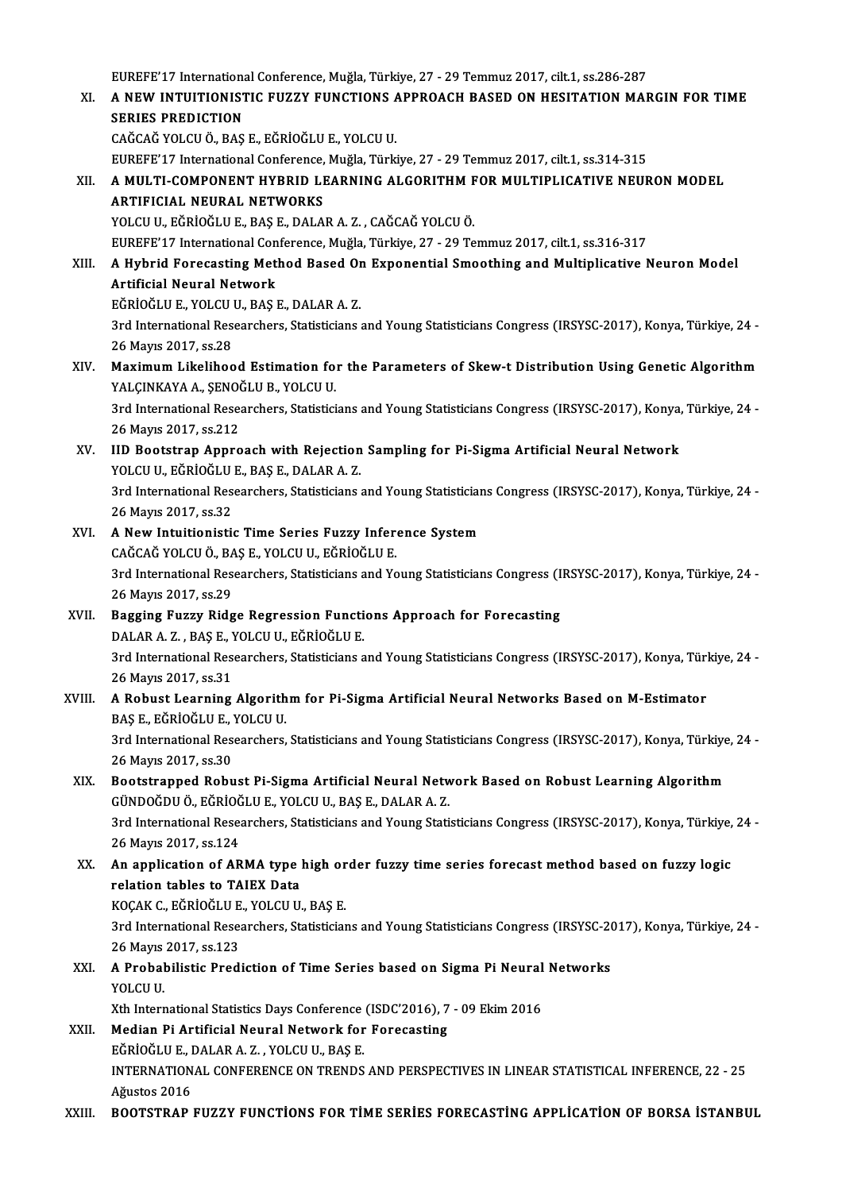EUREFE'17 International Conference, Muğla, Türkiye, 27 - 29 Temmuz 2017, cilt.1, ss.286-287

XI. **A NEW INTUITIONISTIC FUZZY FUNCTIONS APPROACH BASED ON HESITATION MARGIN FOR TIME SERIES PREDICTION**
CAĞCAĞ YOLCU Ö., BAŞ E., EĞRİOĞLU E., YOLCU U.
EUREFE'17 International Conference, Muğla, Türkiye, 27 - 29 Temmuz 2017, cilt.1, ss.314-315

XII. **A MULTI-COMPONENT HYBRID LEARNING ALGORITHM FOR MULTIPLICATIVE NEURON MODEL ARTIFICIAL NEURAL NETWORKS**
YOLCU U., EĞRİOĞLU E., BAŞ E., DALAR A. Z. , CAĞCAĞ YOLCU Ö.
EUREFE'17 International Conference, Muğla, Türkiye, 27 - 29 Temmuz 2017, cilt.1, ss.316-317

XIII. **A Hybrid Forecasting Method Based On Exponential Smoothing and Multiplicative Neuron Model Artificial Neural Network**
EĞRİOĞLU E., YOLCU U., BAŞ E., DALAR A. Z.
3rd International Researchers, Statisticians and Young Statisticians Congress (IRSYSC-2017), Konya, Türkiye, 24 - 26 Mayıs 2017, ss.28

XIV. **Maximum Likelihood Estimation for the Parameters of Skew-t Distribution Using Genetic Algorithm**
YALÇINKAYA A., ŞENOĞLU B., YOLCU U.
3rd International Researchers, Statisticians and Young Statisticians Congress (IRSYSC-2017), Konya, Türkiye, 24 - 26 Mayıs 2017, ss.212

XV. **IID Bootstrap Approach with Rejection Sampling for Pi-Sigma Artificial Neural Network**
YOLCU U., EĞRİOĞLU E., BAŞ E., DALAR A. Z.
3rd International Researchers, Statisticians and Young Statisticians Congress (IRSYSC-2017), Konya, Türkiye, 24 - 26 Mayıs 2017, ss.32

XVI. **A New Intuitionistic Time Series Fuzzy Inference System**
CAĞCAĞ YOLCU Ö., BAŞ E., YOLCU U., EĞRİOĞLU E.
3rd International Researchers, Statisticians and Young Statisticians Congress (IRSYSC-2017), Konya, Türkiye, 24 - 26 Mayıs 2017, ss.29

XVII. **Bagging Fuzzy Ridge Regression Functions Approach for Forecasting**
DALAR A. Z. , BAŞ E., YOLCU U., EĞRİOĞLU E.
3rd International Researchers, Statisticians and Young Statisticians Congress (IRSYSC-2017), Konya, Türkiye, 24 - 26 Mayıs 2017, ss.31

XVIII. **A Robust Learning Algorithm for Pi-Sigma Artificial Neural Networks Based on M-Estimator**
BAŞ E., EĞRİOĞLU E., YOLCU U.
3rd International Researchers, Statisticians and Young Statisticians Congress (IRSYSC-2017), Konya, Türkiye, 24 - 26 Mayıs 2017, ss.30

XIX. **Bootstrapped Robust Pi-Sigma Artificial Neural Network Based on Robust Learning Algorithm**
GÜNDOĞDU Ö., EĞRİOĞLU E., YOLCU U., BAŞ E., DALAR A. Z.
3rd International Researchers, Statisticians and Young Statisticians Congress (IRSYSC-2017), Konya, Türkiye, 24 - 26 Mayıs 2017, ss.124

XX. **An application of ARMA type high order fuzzy time series forecast method based on fuzzy logic relation tables to TAIEX Data**
KOÇAK C., EĞRİOĞLU E., YOLCU U., BAŞ E.
3rd International Researchers, Statisticians and Young Statisticians Congress (IRSYSC-2017), Konya, Türkiye, 24 - 26 Mayıs 2017, ss.123

XXI. **A Probabilistic Prediction of Time Series based on Sigma Pi Neural Networks**
YOLCU U.
Xth International Statistics Days Conference (ISDC'2016), 7 - 09 Ekim 2016

XXII. **Median Pi Artificial Neural Network for Forecasting**
EĞRİOĞLU E., DALAR A. Z. , YOLCU U., BAŞ E.
INTERNATIONAL CONFERENCE ON TRENDS AND PERSPECTIVES IN LINEAR STATISTICAL INFERENCE, 22 - 25 Ağustos 2016

XXIII. **BOOTSTRAP FUZZY FUNCTİONS FOR TİME SERİES FORECASTİNG APPLİCATİON OF BORSA İSTANBUL**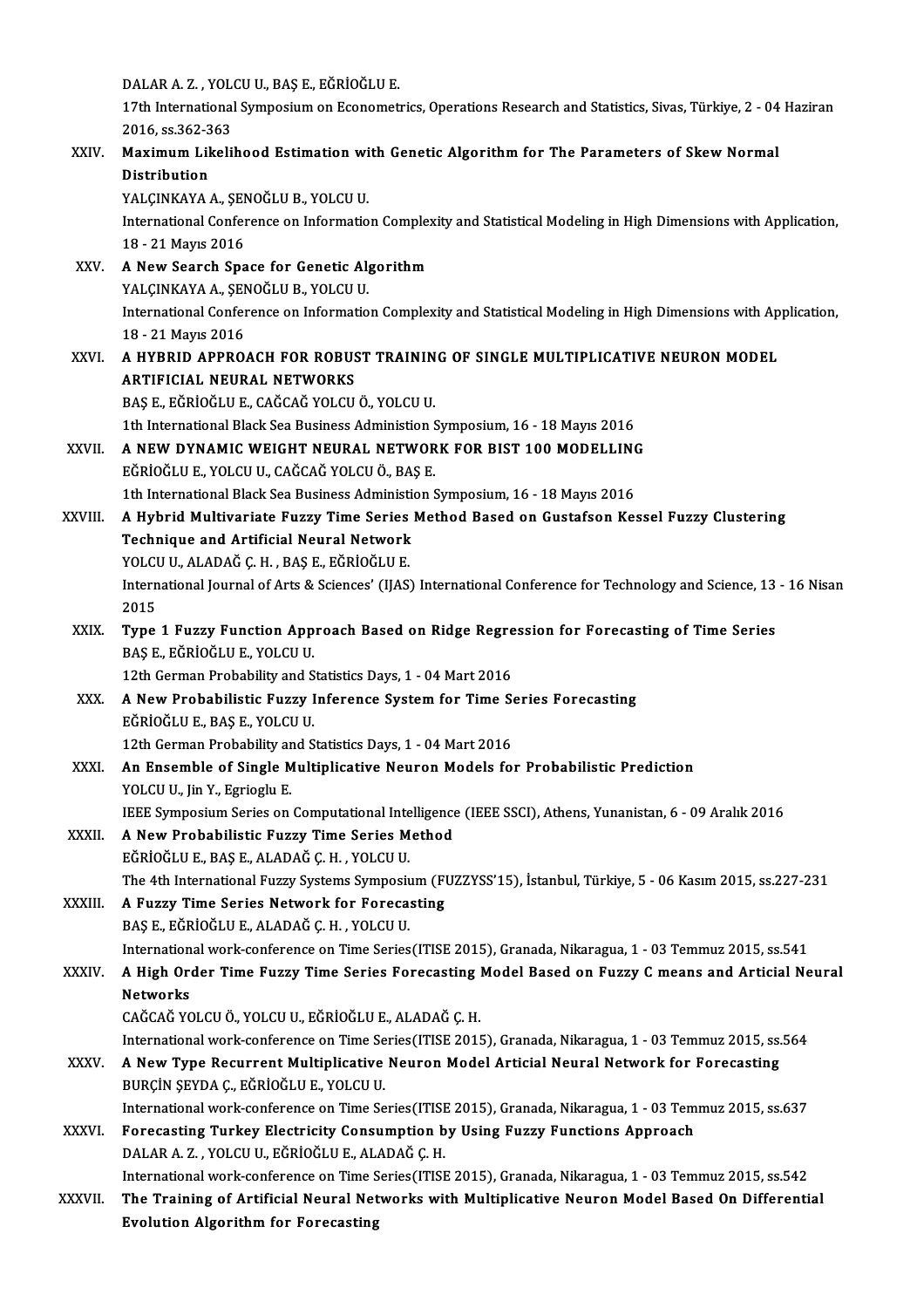DALAR A. Z. , YOLCU U., BAŞ E., EĞRİOĞLU E.
17th International Symposium on Econometrics, Operations Research and Statistics, Sivas, Türkiye, 2 - 04 Haziran 2016, ss.362-363

XXIV. **Maximum Likelihood Estimation with Genetic Algorithm for The Parameters of Skew Normal Distribution**
YALÇINKAYA A., ŞENOĞLU B., YOLCU U.
International Conference on Information Complexity and Statistical Modeling in High Dimensions with Application, 18 - 21 Mayıs 2016

XXV. **A New Search Space for Genetic Algorithm**
YALÇINKAYA A., ŞENOĞLU B., YOLCU U.
International Conference on Information Complexity and Statistical Modeling in High Dimensions with Application, 18 - 21 Mayıs 2016

XXVI. **A HYBRID APPROACH FOR ROBUST TRAINING OF SINGLE MULTIPLICATIVE NEURON MODEL ARTIFICIAL NEURAL NETWORKS**
BAŞ E., EĞRİOĞLU E., CAĞCAĞ YOLCU Ö., YOLCU U.
1th International Black Sea Business Administion Symposium, 16 - 18 Mayıs 2016

XXVII. **A NEW DYNAMIC WEIGHT NEURAL NETWORK FOR BIST 100 MODELLING**
EĞRİOĞLU E., YOLCU U., CAĞCAĞ YOLCU Ö., BAŞ E.
1th International Black Sea Business Administion Symposium, 16 - 18 Mayıs 2016

XXVIII. **A Hybrid Multivariate Fuzzy Time Series Method Based on Gustafson Kessel Fuzzy Clustering Technique and Artificial Neural Network**
YOLCU U., ALADAĞ Ç. H. , BAŞ E., EĞRİOĞLU E.
International Journal of Arts & Sciences' (IJAS) International Conference for Technology and Science, 13 - 16 Nisan 2015

XXIX. **Type 1 Fuzzy Function Approach Based on Ridge Regression for Forecasting of Time Series**
BAŞ E., EĞRİOĞLU E., YOLCU U.
12th German Probability and Statistics Days, 1 - 04 Mart 2016

XXX. **A New Probabilistic Fuzzy Inference System for Time Series Forecasting**
EĞRİOĞLU E., BAŞ E., YOLCU U.
12th German Probability and Statistics Days, 1 - 04 Mart 2016

XXXI. **An Ensemble of Single Multiplicative Neuron Models for Probabilistic Prediction**
YOLCU U., Jin Y., Egrioglu E.
IEEE Symposium Series on Computational Intelligence (IEEE SSCI), Athens, Yunanistan, 6 - 09 Aralık 2016

XXXII. **A New Probabilistic Fuzzy Time Series Method**
EĞRİOĞLU E., BAŞ E., ALADAĞ Ç. H. , YOLCU U.
The 4th International Fuzzy Systems Symposium (FUZZYSS'15), İstanbul, Türkiye, 5 - 06 Kasım 2015, ss.227-231

XXXIII. **A Fuzzy Time Series Network for Forecasting**
BAŞ E., EĞRİOĞLU E., ALADAĞ Ç. H. , YOLCU U.
International work-conference on Time Series(ITISE 2015), Granada, Nikaragua, 1 - 03 Temmuz 2015, ss.541

XXXIV. **A High Order Time Fuzzy Time Series Forecasting Model Based on Fuzzy C means and Articial Neural Networks**
CAĞCAĞ YOLCU Ö., YOLCU U., EĞRİOĞLU E., ALADAĞ Ç. H.
International work-conference on Time Series(ITISE 2015), Granada, Nikaragua, 1 - 03 Temmuz 2015, ss.564

XXXV. **A New Type Recurrent Multiplicative Neuron Model Articial Neural Network for Forecasting**
BURÇİN ŞEYDA Ç., EĞRİOĞLU E., YOLCU U.
International work-conference on Time Series(ITISE 2015), Granada, Nikaragua, 1 - 03 Temmuz 2015, ss.637

XXXVI. **Forecasting Turkey Electricity Consumption by Using Fuzzy Functions Approach**
DALAR A. Z. , YOLCU U., EĞRİOĞLU E., ALADAĞ Ç. H.
International work-conference on Time Series(ITISE 2015), Granada, Nikaragua, 1 - 03 Temmuz 2015, ss.542

XXXVII. **The Training of Artificial Neural Networks with Multiplicative Neuron Model Based On Differential Evolution Algorithm for Forecasting**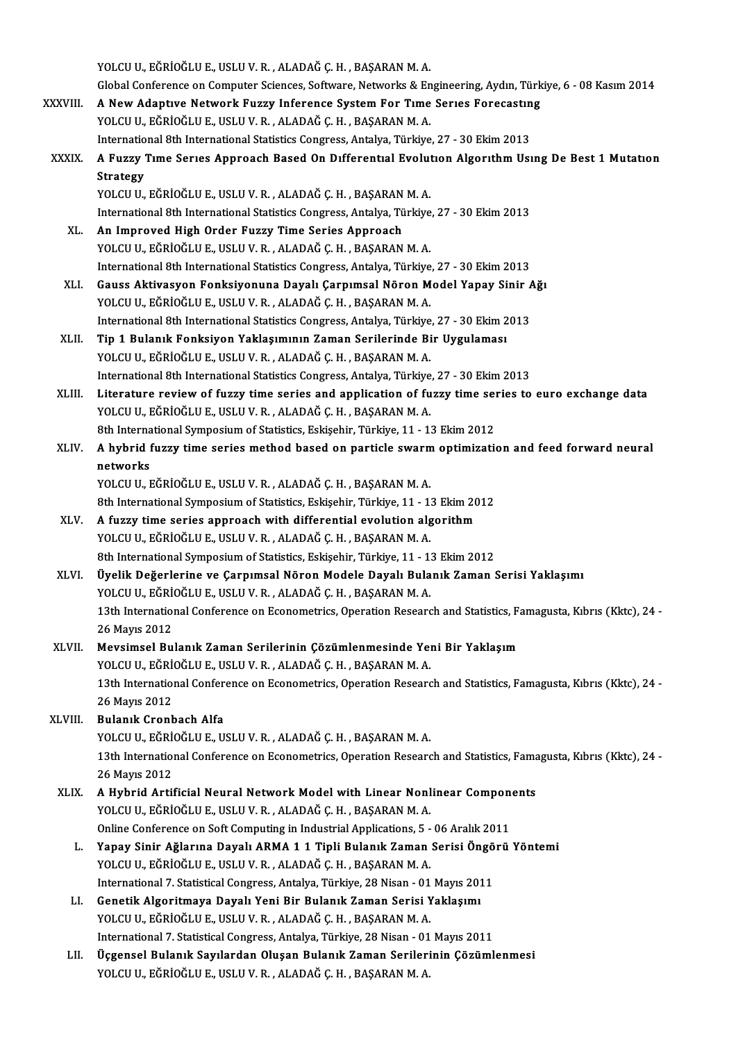YOLCU U., EĞRİOĞLU E., USLU V. R. , ALADAĞ Ç. H. , BAŞARAN M. A.
Global Conference on Computer Sciences, Software, Networks & Engineering, Aydın, Türkiye, 6 - 08 Kasım 2014

XXXVIII. **A New Adaptıve Network Fuzzy Inference System For Tıme Serıes Forecastıng**
YOLCU U., EĞRİOĞLU E., USLU V. R. , ALADAĞ Ç. H. , BAŞARAN M. A.
International 8th International Statistics Congress, Antalya, Türkiye, 27 - 30 Ekim 2013

XXXIX. **A Fuzzy Tıme Serıes Approach Based On Dıfferentıal Evolutıon Algorıthm Usıng De Best 1 Mutatıon Strategy**
YOLCU U., EĞRİOĞLU E., USLU V. R. , ALADAĞ Ç. H. , BAŞARAN M. A.
International 8th International Statistics Congress, Antalya, Türkiye, 27 - 30 Ekim 2013

XL. **An Improved High Order Fuzzy Time Series Approach**
YOLCU U., EĞRİOĞLU E., USLU V. R. , ALADAĞ Ç. H. , BAŞARAN M. A.
International 8th International Statistics Congress, Antalya, Türkiye, 27 - 30 Ekim 2013

XLI. **Gauss Aktivasyon Fonksiyonuna Dayalı Çarpımsal Nöron Model Yapay Sinir Ağı**
YOLCU U., EĞRİOĞLU E., USLU V. R. , ALADAĞ Ç. H. , BAŞARAN M. A.
International 8th International Statistics Congress, Antalya, Türkiye, 27 - 30 Ekim 2013

XLII. **Tip 1 Bulanık Fonksiyon Yaklaşımının Zaman Serilerinde Bir Uygulaması**
YOLCU U., EĞRİOĞLU E., USLU V. R. , ALADAĞ Ç. H. , BAŞARAN M. A.
International 8th International Statistics Congress, Antalya, Türkiye, 27 - 30 Ekim 2013

XLIII. **Literature review of fuzzy time series and application of fuzzy time series to euro exchange data**
YOLCU U., EĞRİOĞLU E., USLU V. R. , ALADAĞ Ç. H. , BAŞARAN M. A.
8th International Symposium of Statistics, Eskişehir, Türkiye, 11 - 13 Ekim 2012

XLIV. **A hybrid fuzzy time series method based on particle swarm optimization and feed forward neural networks**
YOLCU U., EĞRİOĞLU E., USLU V. R. , ALADAĞ Ç. H. , BAŞARAN M. A.
8th International Symposium of Statistics, Eskişehir, Türkiye, 11 - 13 Ekim 2012

XLV. **A fuzzy time series approach with differential evolution algorithm**
YOLCU U., EĞRİOĞLU E., USLU V. R. , ALADAĞ Ç. H. , BAŞARAN M. A.
8th International Symposium of Statistics, Eskişehir, Türkiye, 11 - 13 Ekim 2012

XLVI. **Üyelik Değerlerine ve Çarpımsal Nöron Modele Dayalı Bulanık Zaman Serisi Yaklaşımı**
YOLCU U., EĞRİOĞLU E., USLU V. R. , ALADAĞ Ç. H. , BAŞARAN M. A.
13th International Conference on Econometrics, Operation Research and Statistics, Famagusta, Kıbrıs (Kktc), 24 - 26 Mayıs 2012

XLVII. **Mevsimsel Bulanık Zaman Serilerinin Çözümlenmesinde Yeni Bir Yaklaşım**
YOLCU U., EĞRİOĞLU E., USLU V. R. , ALADAĞ Ç. H. , BAŞARAN M. A.
13th International Conference on Econometrics, Operation Research and Statistics, Famagusta, Kıbrıs (Kktc), 24 - 26 Mayıs 2012

XLVIII. **Bulanık Cronbach Alfa**
YOLCU U., EĞRİOĞLU E., USLU V. R. , ALADAĞ Ç. H. , BAŞARAN M. A.
13th International Conference on Econometrics, Operation Research and Statistics, Famagusta, Kıbrıs (Kktc), 24 - 26 Mayıs 2012

XLIX. **A Hybrid Artificial Neural Network Model with Linear Nonlinear Components**
YOLCU U., EĞRİOĞLU E., USLU V. R. , ALADAĞ Ç. H. , BAŞARAN M. A.
Online Conference on Soft Computing in Industrial Applications, 5 - 06 Aralık 2011

L. **Yapay Sinir Ağlarına Dayalı ARMA 1 1 Tipli Bulanık Zaman Serisi Öngörü Yöntemi**
YOLCU U., EĞRİOĞLU E., USLU V. R. , ALADAĞ Ç. H. , BAŞARAN M. A.
International 7. Statistical Congress, Antalya, Türkiye, 28 Nisan - 01 Mayıs 2011

LI. **Genetik Algoritmaya Dayalı Yeni Bir Bulanık Zaman Serisi Yaklaşımı**
YOLCU U., EĞRİOĞLU E., USLU V. R. , ALADAĞ Ç. H. , BAŞARAN M. A.
International 7. Statistical Congress, Antalya, Türkiye, 28 Nisan - 01 Mayıs 2011

LII. **Üçgensel Bulanık Sayılardan Oluşan Bulanık Zaman Serilerinin Çözümlenmesi**
YOLCU U., EĞRİOĞLU E., USLU V. R. , ALADAĞ Ç. H. , BAŞARAN M. A.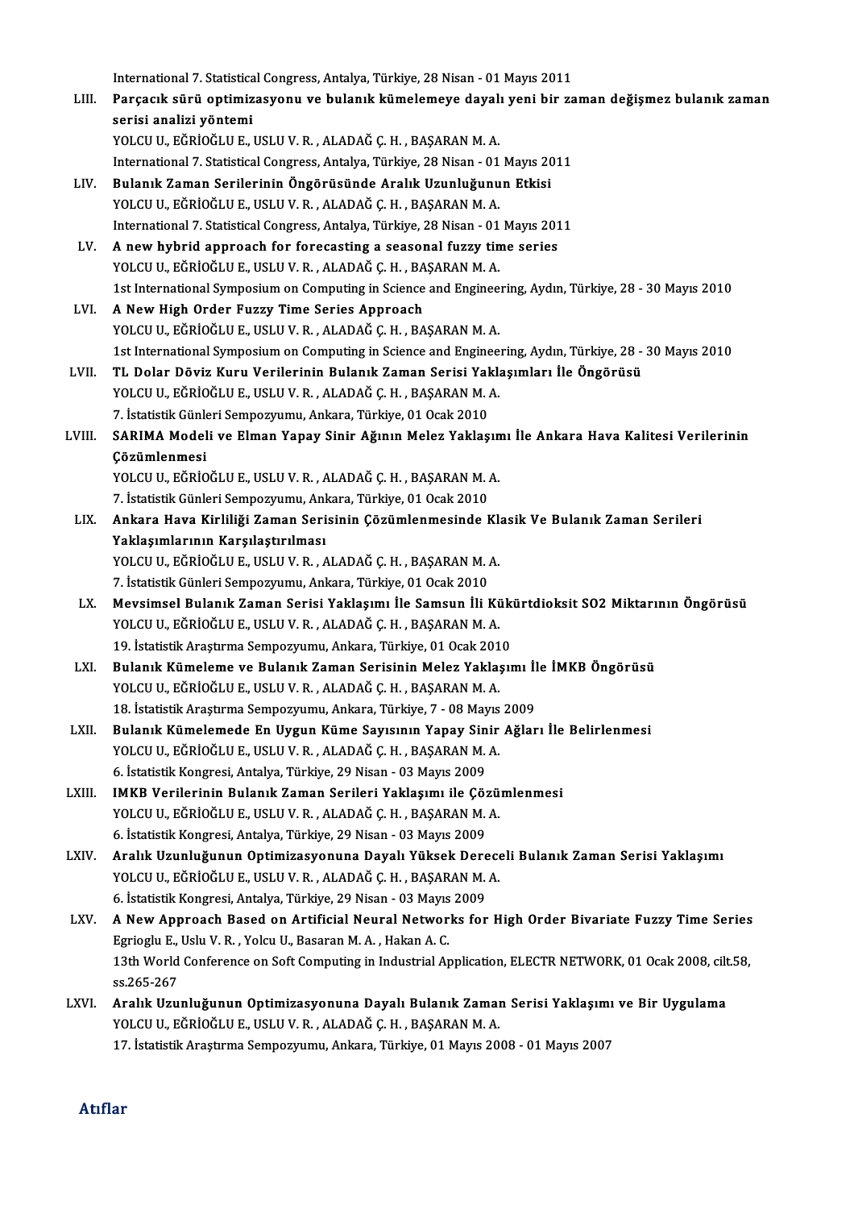International 7. Statistical Congress, Antalya, Türkiye, 28 Nisan - 01 Mayıs 2011

LIII. **Parçacık sürü optimizasyonu ve bulanık kümelemeye dayalı yeni bir zaman değişmez bulanık zaman serisi analizi yöntemi**
YOLCU U., EĞRİOĞLU E., USLU V. R. , ALADAĞ Ç. H. , BAŞARAN M. A.
International 7. Statistical Congress, Antalya, Türkiye, 28 Nisan - 01 Mayıs 2011

LIV. **Bulanık Zaman Serilerinin Öngörüsünde Aralık Uzunluğunun Etkisi**
YOLCU U., EĞRİOĞLU E., USLU V. R. , ALADAĞ Ç. H. , BAŞARAN M. A.
International 7. Statistical Congress, Antalya, Türkiye, 28 Nisan - 01 Mayıs 2011

LV. **A new hybrid approach for forecasting a seasonal fuzzy time series**
YOLCU U., EĞRİOĞLU E., USLU V. R. , ALADAĞ Ç. H. , BAŞARAN M. A.
1st International Symposium on Computing in Science and Engineering, Aydın, Türkiye, 28 - 30 Mayıs 2010

LVI. **A New High Order Fuzzy Time Series Approach**
YOLCU U., EĞRİOĞLU E., USLU V. R. , ALADAĞ Ç. H. , BAŞARAN M. A.
1st International Symposium on Computing in Science and Engineering, Aydın, Türkiye, 28 - 30 Mayıs 2010

LVII. **TL Dolar Döviz Kuru Verilerinin Bulanık Zaman Serisi Yaklaşımları İle Öngörüsü**
YOLCU U., EĞRİOĞLU E., USLU V. R. , ALADAĞ Ç. H. , BAŞARAN M. A.
7. İstatistik Günleri Sempozyumu, Ankara, Türkiye, 01 Ocak 2010

LVIII. **SARIMA Modeli ve Elman Yapay Sinir Ağının Melez Yaklaşımı İle Ankara Hava Kalitesi Verilerinin Çözümlenmesi**
YOLCU U., EĞRİOĞLU E., USLU V. R. , ALADAĞ Ç. H. , BAŞARAN M. A.
7. İstatistik Günleri Sempozyumu, Ankara, Türkiye, 01 Ocak 2010

LIX. **Ankara Hava Kirliliği Zaman Serisinin Çözümlenmesinde Klasik Ve Bulanık Zaman Serileri Yaklaşımlarının Karşılaştırılması**
YOLCU U., EĞRİOĞLU E., USLU V. R. , ALADAĞ Ç. H. , BAŞARAN M. A.
7. İstatistik Günleri Sempozyumu, Ankara, Türkiye, 01 Ocak 2010

LX. **Mevsimsel Bulanık Zaman Serisi Yaklaşımı İle Samsun İli Kükürtdioksit SO2 Miktarının Öngörüsü**
YOLCU U., EĞRİOĞLU E., USLU V. R. , ALADAĞ Ç. H. , BAŞARAN M. A.
19. İstatistik Araştırma Sempozyumu, Ankara, Türkiye, 01 Ocak 2010

LXI. **Bulanık Kümeleme ve Bulanık Zaman Serisinin Melez Yaklaşımı İle İMKB Öngörüsü**
YOLCU U., EĞRİOĞLU E., USLU V. R. , ALADAĞ Ç. H. , BAŞARAN M. A.
18. İstatistik Araştırma Sempozyumu, Ankara, Türkiye, 7 - 08 Mayıs 2009

LXII. **Bulanık Kümelemede En Uygun Küme Sayısının Yapay Sinir Ağları İle Belirlenmesi**
YOLCU U., EĞRİOĞLU E., USLU V. R. , ALADAĞ Ç. H. , BAŞARAN M. A.
6. İstatistik Kongresi, Antalya, Türkiye, 29 Nisan - 03 Mayıs 2009

LXIII. **IMKB Verilerinin Bulanık Zaman Serileri Yaklaşımı ile Çözümlenmesi**
YOLCU U., EĞRİOĞLU E., USLU V. R. , ALADAĞ Ç. H. , BAŞARAN M. A.
6. İstatistik Kongresi, Antalya, Türkiye, 29 Nisan - 03 Mayıs 2009

LXIV. **Aralık Uzunluğunun Optimizasyonuna Dayalı Yüksek Dereceli Bulanık Zaman Serisi Yaklaşımı**
YOLCU U., EĞRİOĞLU E., USLU V. R. , ALADAĞ Ç. H. , BAŞARAN M. A.
6. İstatistik Kongresi, Antalya, Türkiye, 29 Nisan - 03 Mayıs 2009

LXV. **A New Approach Based on Artificial Neural Networks for High Order Bivariate Fuzzy Time Series**
Egrioglu E., Uslu V. R. , Yolcu U., Basaran M. A. , Hakan A. C.
13th World Conference on Soft Computing in Industrial Application, ELECTR NETWORK, 01 Ocak 2008, cilt.58, ss.265-267

LXVI. **Aralık Uzunluğunun Optimizasyonuna Dayalı Bulanık Zaman Serisi Yaklaşımı ve Bir Uygulama**
YOLCU U., EĞRİOĞLU E., USLU V. R. , ALADAĞ Ç. H. , BAŞARAN M. A.
17. İstatistik Araştırma Sempozyumu, Ankara, Türkiye, 01 Mayıs 2008 - 01 Mayıs 2007

## Atıflar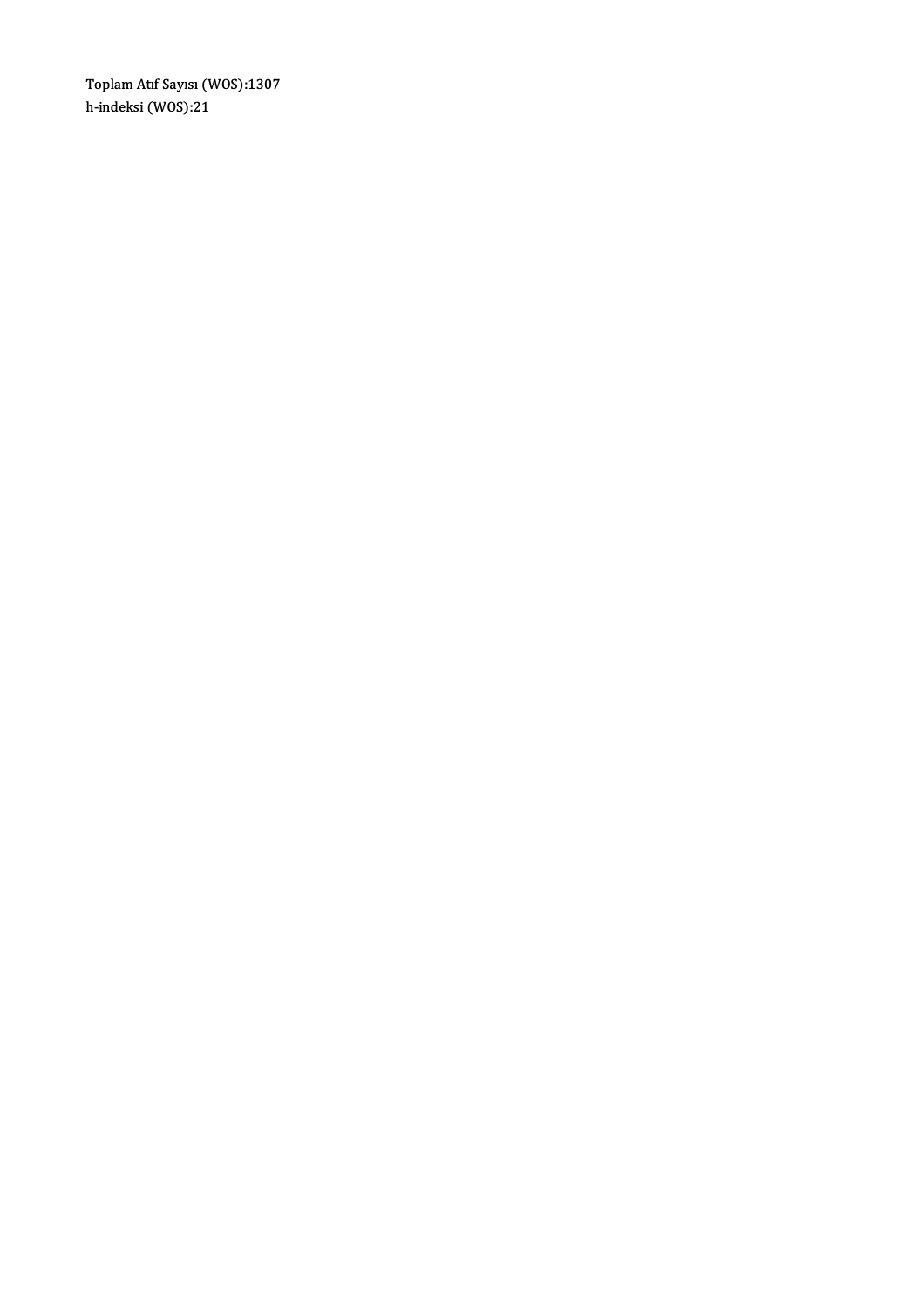Toplam Atıf Sayısı (WOS):1307
h-indeksi (WOS):21